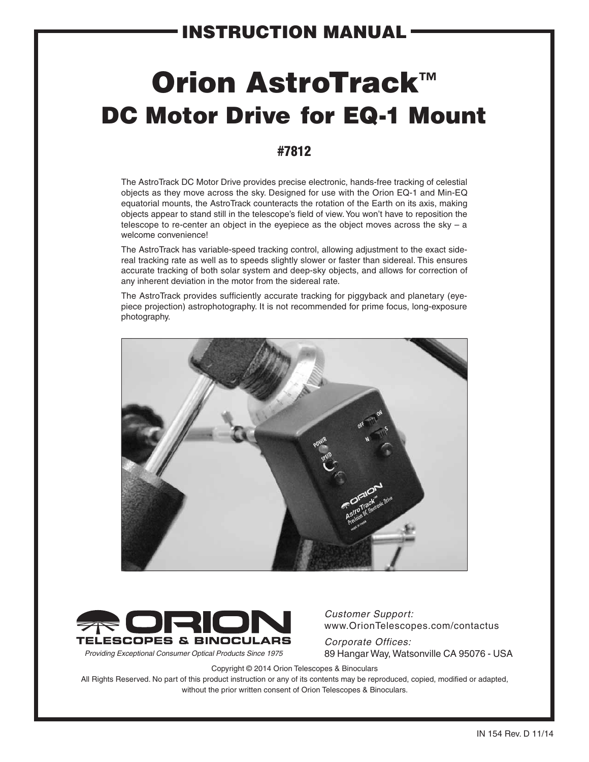# INSTRUCTION MANUAL

# Orion AstroTrack™

## DC Motor Drive for EQ-1 Mount

### #7812

The AstroTrack DC Motor Drive provides precise electronic, hands-free tracking of celestial objects as they move across the sky. Designed for use with the Orion EQ-1 and Min-EQ equatorial mounts, the AstroTrack counteracts the rotation of the Earth on its axis, making objects appear to stand still in the telescope's field of view. You won't have to reposition the telescope to re-center an object in the eyepiece as the object moves across the sky – a welcome convenience!

The AstroTrack has variable-speed tracking control, allowing adjustment to the exact sidereal tracking rate as well as to speeds slightly slower or faster than sidereal. This ensures accurate tracking of both solar system and deep-sky objects, and allows for correction of any inherent deviation in the motor from the sidereal rate.

The AstroTrack provides sufficiently accurate tracking for piggyback and planetary (eyepiece projection) astrophotography. It is not recommended for prime focus, long-exposure photography.

**ORION TELESCOPES & BINOCULARS**

*Providing Exceptional Consumer Optical Products Since 1975*

*Customer Support:*
www.OrionTelescopes.com/contactus

*Corporate Offices:*
89 Hangar Way, Watsonville CA 95076 - USA

Copyright © 2014 Orion Telescopes & Binoculars

All Rights Reserved. No part of this product instruction or any of its contents may be reproduced, copied, modified or adapted, without the prior written consent of Orion Telescopes & Binoculars.

IN 154 Rev. D 11/14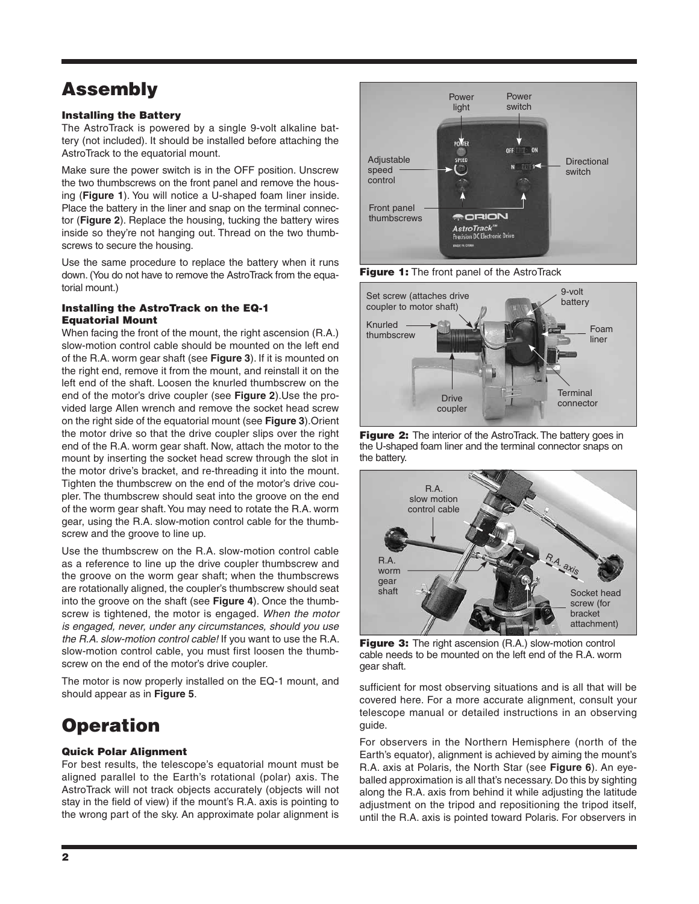# Assembly

### Installing the Battery

The AstroTrack is powered by a single 9-volt alkaline battery (not included). It should be installed before attaching the AstroTrack to the equatorial mount.

Make sure the power switch is in the OFF position. Unscrew the two thumbscrews on the front panel and remove the housing (**Figure 1**). You will notice a U-shaped foam liner inside. Place the battery in the liner and snap on the terminal connector (**Figure 2**). Replace the housing, tucking the battery wires inside so they're not hanging out. Thread on the two thumbscrews to secure the housing.

Use the same procedure to replace the battery when it runs down. (You do not have to remove the AstroTrack from the equatorial mount.)

### Installing the AstroTrack on the EQ-1 Equatorial Mount

When facing the front of the mount, the right ascension (R.A.) slow-motion control cable should be mounted on the left end of the R.A. worm gear shaft (see **Figure 3**). If it is mounted on the right end, remove it from the mount, and reinstall it on the left end of the shaft. Loosen the knurled thumbscrew on the end of the motor's drive coupler (see **Figure 2**).Use the provided large Allen wrench and remove the socket head screw on the right side of the equatorial mount (see **Figure 3**).Orient the motor drive so that the drive coupler slips over the right end of the R.A. worm gear shaft. Now, attach the motor to the mount by inserting the socket head screw through the slot in the motor drive's bracket, and re-threading it into the mount. Tighten the thumbscrew on the end of the motor's drive coupler. The thumbscrew should seat into the groove on the end of the worm gear shaft. You may need to rotate the R.A. worm gear, using the R.A. slow-motion control cable for the thumbscrew and the groove to line up.

Use the thumbscrew on the R.A. slow-motion control cable as a reference to line up the drive coupler thumbscrew and the groove on the worm gear shaft; when the thumbscrews are rotationally aligned, the coupler's thumbscrew should seat into the groove on the shaft (see **Figure 4**). Once the thumbscrew is tightened, the motor is engaged. *When the motor is engaged, never, under any circumstances, should you use the R.A. slow-motion control cable!* If you want to use the R.A. slow-motion control cable, you must first loosen the thumbscrew on the end of the motor's drive coupler.

The motor is now properly installed on the EQ-1 mount, and should appear as in **Figure 5**.

**Figure 1:** The front panel of the AstroTrack

**Figure 2:** The interior of the AstroTrack. The battery goes in the U-shaped foam liner and the terminal connector snaps on the battery.

**Figure 3:** The right ascension (R.A.) slow-motion control cable needs to be mounted on the left end of the R.A. worm gear shaft.

# Operation

### Quick Polar Alignment

For best results, the telescope's equatorial mount must be aligned parallel to the Earth's rotational (polar) axis. The AstroTrack will not track objects accurately (objects will not stay in the field of view) if the mount's R.A. axis is pointing to the wrong part of the sky. An approximate polar alignment is sufficient for most observing situations and is all that will be covered here. For a more accurate alignment, consult your telescope manual or detailed instructions in an observing guide.

For observers in the Northern Hemisphere (north of the Earth's equator), alignment is achieved by aiming the mount's R.A. axis at Polaris, the North Star (see **Figure 6**). An eyeballed approximation is all that's necessary. Do this by sighting along the R.A. axis from behind it while adjusting the latitude adjustment on the tripod and repositioning the tripod itself, until the R.A. axis is pointed toward Polaris. For observers in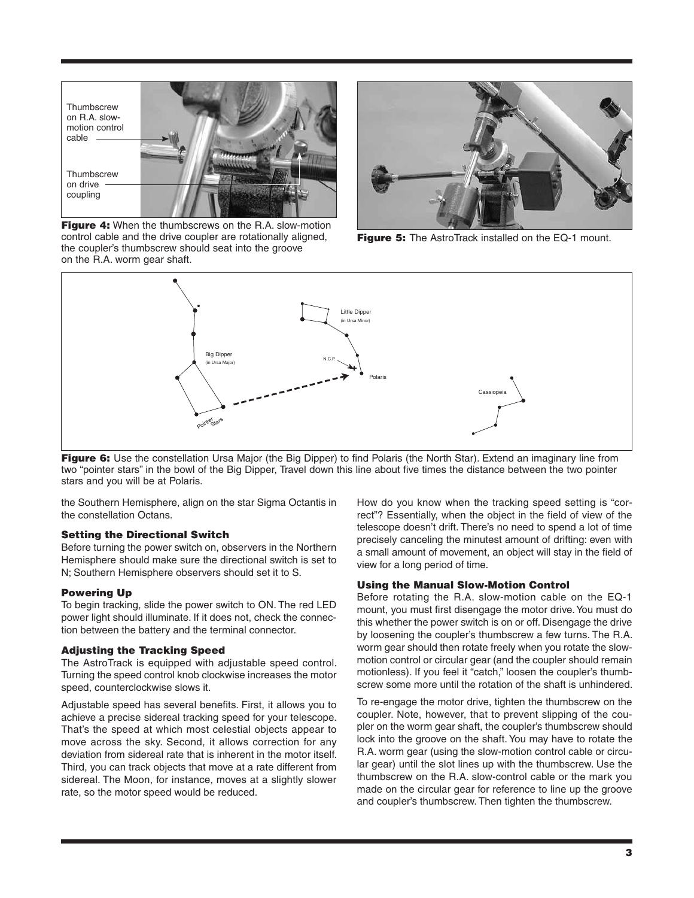Figure 4: When the thumbscrews on the R.A. slow-motion control cable and the drive coupler are rotationally aligned, the coupler's thumbscrew should seat into the groove on the R.A. worm gear shaft.

Figure 5: The AstroTrack installed on the EQ-1 mount.

Figure 6: Use the constellation Ursa Major (the Big Dipper) to find Polaris (the North Star). Extend an imaginary line from two "pointer stars" in the bowl of the Big Dipper, Travel down this line about five times the distance between the two pointer stars and you will be at Polaris.

the Southern Hemisphere, align on the star Sigma Octantis in the constellation Octans.

### Setting the Directional Switch

Before turning the power switch on, observers in the Northern Hemisphere should make sure the directional switch is set to N; Southern Hemisphere observers should set it to S.

### Powering Up

To begin tracking, slide the power switch to ON. The red LED power light should illuminate. If it does not, check the connection between the battery and the terminal connector.

### Adjusting the Tracking Speed

The AstroTrack is equipped with adjustable speed control. Turning the speed control knob clockwise increases the motor speed, counterclockwise slows it.

Adjustable speed has several benefits. First, it allows you to achieve a precise sidereal tracking speed for your telescope. That's the speed at which most celestial objects appear to move across the sky. Second, it allows correction for any deviation from sidereal rate that is inherent in the motor itself. Third, you can track objects that move at a rate different from sidereal. The Moon, for instance, moves at a slightly slower rate, so the motor speed would be reduced.

How do you know when the tracking speed setting is "correct"? Essentially, when the object in the field of view of the telescope doesn't drift. There's no need to spend a lot of time precisely canceling the minutest amount of drifting: even with a small amount of movement, an object will stay in the field of view for a long period of time.

### Using the Manual Slow-Motion Control

Before rotating the R.A. slow-motion cable on the EQ-1 mount, you must first disengage the motor drive. You must do this whether the power switch is on or off. Disengage the drive by loosening the coupler's thumbscrew a few turns. The R.A. worm gear should then rotate freely when you rotate the slow-motion control or circular gear (and the coupler should remain motionless). If you feel it "catch," loosen the coupler's thumbscrew some more until the rotation of the shaft is unhindered.

To re-engage the motor drive, tighten the thumbscrew on the coupler. Note, however, that to prevent slipping of the coupler on the worm gear shaft, the coupler's thumbscrew should lock into the groove on the shaft. You may have to rotate the R.A. worm gear (using the slow-motion control cable or circular gear) until the slot lines up with the thumbscrew. Use the thumbscrew on the R.A. slow-control cable or the mark you made on the circular gear for reference to line up the groove and coupler's thumbscrew. Then tighten the thumbscrew.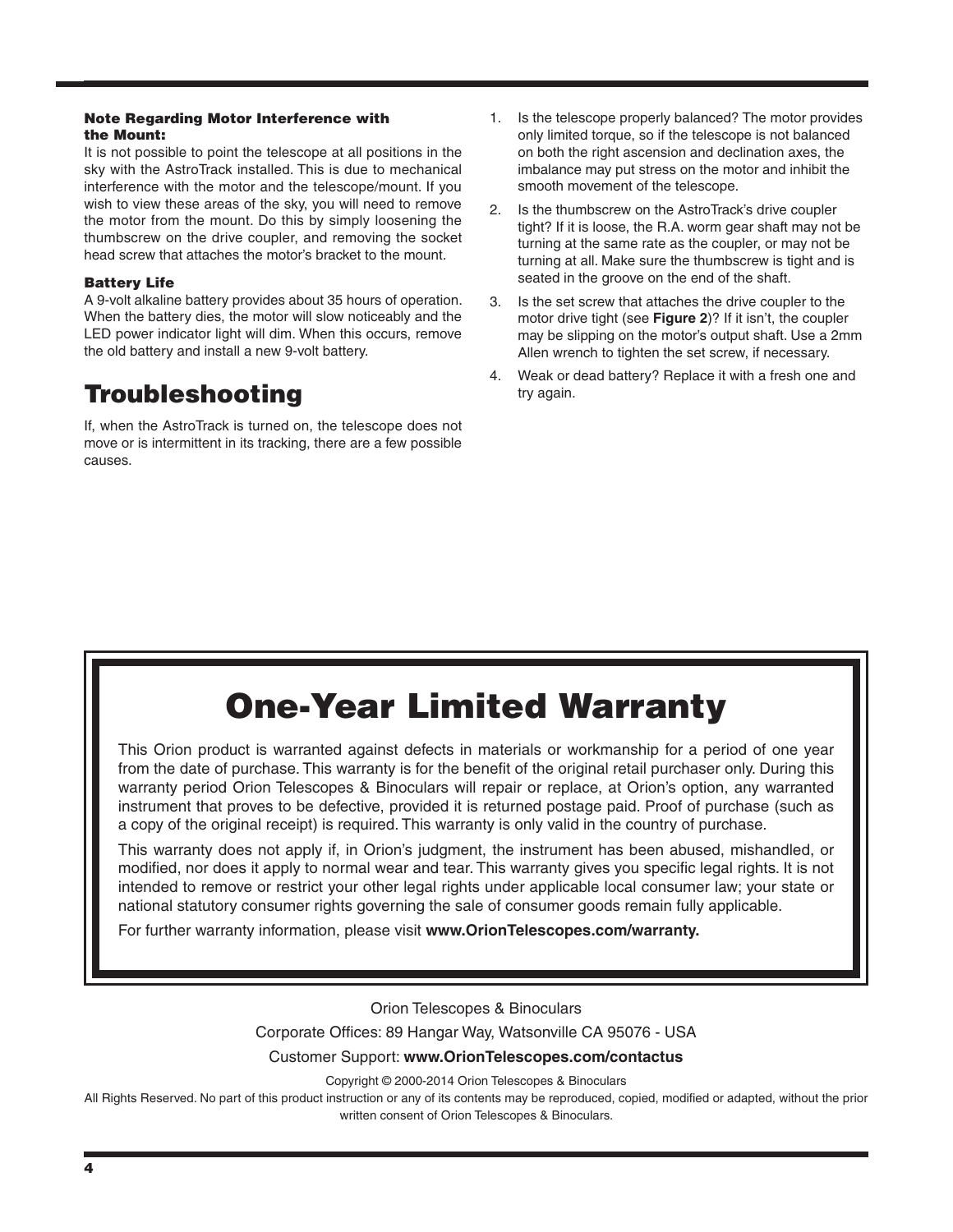#### Note Regarding Motor Interference with the Mount:

It is not possible to point the telescope at all positions in the sky with the AstroTrack installed. This is due to mechanical interference with the motor and the telescope/mount. If you wish to view these areas of the sky, you will need to remove the motor from the mount. Do this by simply loosening the thumbscrew on the drive coupler, and removing the socket head screw that attaches the motor's bracket to the mount.

#### Battery Life

A 9-volt alkaline battery provides about 35 hours of operation. When the battery dies, the motor will slow noticeably and the LED power indicator light will dim. When this occurs, remove the old battery and install a new 9-volt battery.

## Troubleshooting

If, when the AstroTrack is turned on, the telescope does not move or is intermittent in its tracking, there are a few possible causes.

1. Is the telescope properly balanced? The motor provides only limited torque, so if the telescope is not balanced on both the right ascension and declination axes, the imbalance may put stress on the motor and inhibit the smooth movement of the telescope.
2. Is the thumbscrew on the AstroTrack's drive coupler tight? If it is loose, the R.A. worm gear shaft may not be turning at the same rate as the coupler, or may not be turning at all. Make sure the thumbscrew is tight and is seated in the groove on the end of the shaft.
3. Is the set screw that attaches the drive coupler to the motor drive tight (see **Figure 2**)? If it isn't, the coupler may be slipping on the motor's output shaft. Use a 2mm Allen wrench to tighten the set screw, if necessary.
4. Weak or dead battery? Replace it with a fresh one and try again.

# One-Year Limited Warranty

This Orion product is warranted against defects in materials or workmanship for a period of one year from the date of purchase. This warranty is for the benefit of the original retail purchaser only. During this warranty period Orion Telescopes & Binoculars will repair or replace, at Orion's option, any warranted instrument that proves to be defective, provided it is returned postage paid. Proof of purchase (such as a copy of the original receipt) is required. This warranty is only valid in the country of purchase.

This warranty does not apply if, in Orion's judgment, the instrument has been abused, mishandled, or modified, nor does it apply to normal wear and tear. This warranty gives you specific legal rights. It is not intended to remove or restrict your other legal rights under applicable local consumer law; your state or national statutory consumer rights governing the sale of consumer goods remain fully applicable.

For further warranty information, please visit **www.OrionTelescopes.com/warranty.**

Orion Telescopes & Binoculars

Corporate Offices: 89 Hangar Way, Watsonville CA 95076 - USA

Customer Support: **www.OrionTelescopes.com/contactus**

Copyright © 2000-2014 Orion Telescopes & Binoculars

All Rights Reserved. No part of this product instruction or any of its contents may be reproduced, copied, modified or adapted, without the prior written consent of Orion Telescopes & Binoculars.